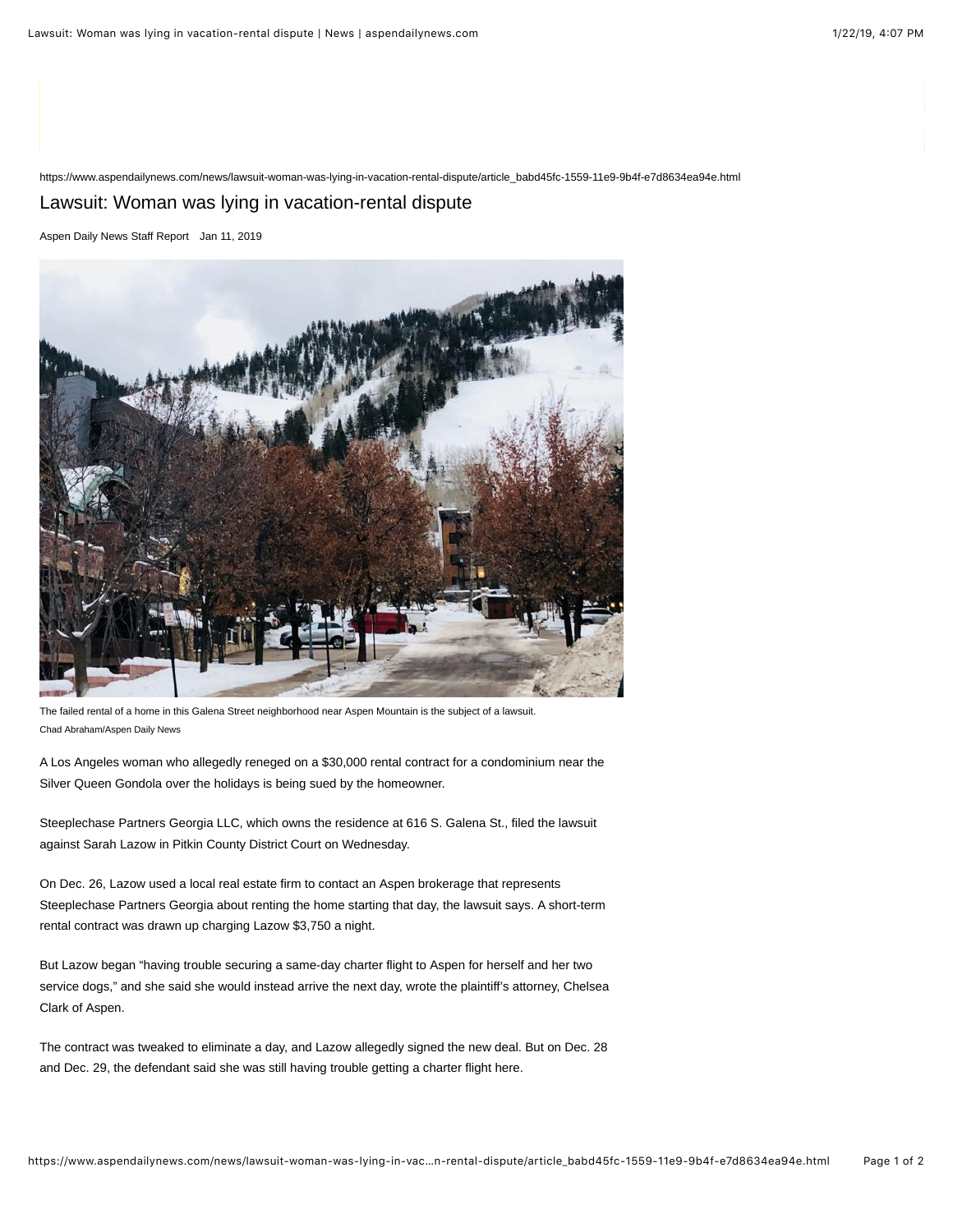https://www.aspendailynews.com/news/lawsuit-woman-was-lying-in-vacation-rental-dispute/article_babd45fc-1559-11e9-9b4f-e7d8634ea94e.html

# Lawsuit: Woman was lying in vacation-rental dispute

Aspen Daily News Staff Report Jan 11, 2019

The failed rental of a home in this Galena Street neighborhood near Aspen Mountain is the subject of a lawsuit.
Chad Abraham/Aspen Daily News

A Los Angeles woman who allegedly reneged on a $30,000 rental contract for a condominium near the Silver Queen Gondola over the holidays is being sued by the homeowner.

Steeplechase Partners Georgia LLC, which owns the residence at 616 S. Galena St., filed the lawsuit against Sarah Lazow in Pitkin County District Court on Wednesday.

On Dec. 26, Lazow used a local real estate firm to contact an Aspen brokerage that represents Steeplechase Partners Georgia about renting the home starting that day, the lawsuit says. A short-term rental contract was drawn up charging Lazow $3,750 a night.

But Lazow began "having trouble securing a same-day charter flight to Aspen for herself and her two service dogs," and she said she would instead arrive the next day, wrote the plaintiff's attorney, Chelsea Clark of Aspen.

The contract was tweaked to eliminate a day, and Lazow allegedly signed the new deal. But on Dec. 28 and Dec. 29, the defendant said she was still having trouble getting a charter flight here.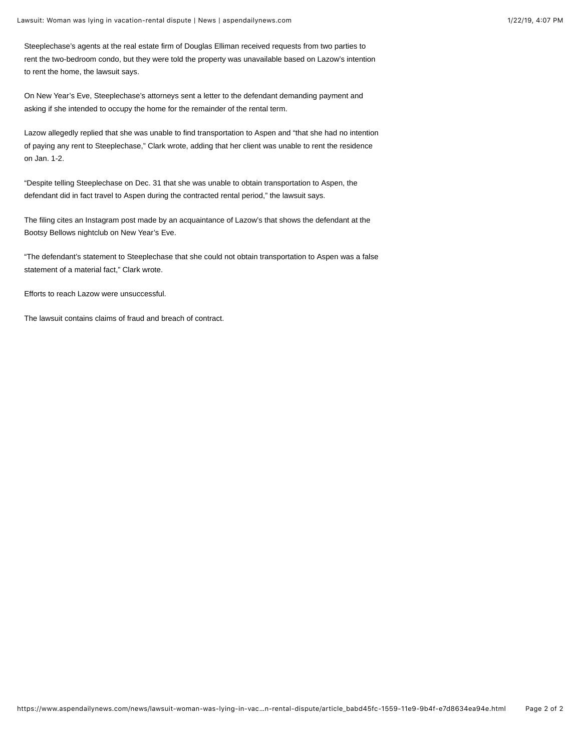Steeplechase's agents at the real estate firm of Douglas Elliman received requests from two parties to rent the two-bedroom condo, but they were told the property was unavailable based on Lazow's intention to rent the home, the lawsuit says.

On New Year's Eve, Steeplechase's attorneys sent a letter to the defendant demanding payment and asking if she intended to occupy the home for the remainder of the rental term.

Lazow allegedly replied that she was unable to find transportation to Aspen and "that she had no intention of paying any rent to Steeplechase," Clark wrote, adding that her client was unable to rent the residence on Jan. 1-2.

"Despite telling Steeplechase on Dec. 31 that she was unable to obtain transportation to Aspen, the defendant did in fact travel to Aspen during the contracted rental period," the lawsuit says.

The filing cites an Instagram post made by an acquaintance of Lazow's that shows the defendant at the Bootsy Bellows nightclub on New Year's Eve.

"The defendant's statement to Steeplechase that she could not obtain transportation to Aspen was a false statement of a material fact," Clark wrote.

Efforts to reach Lazow were unsuccessful.

The lawsuit contains claims of fraud and breach of contract.